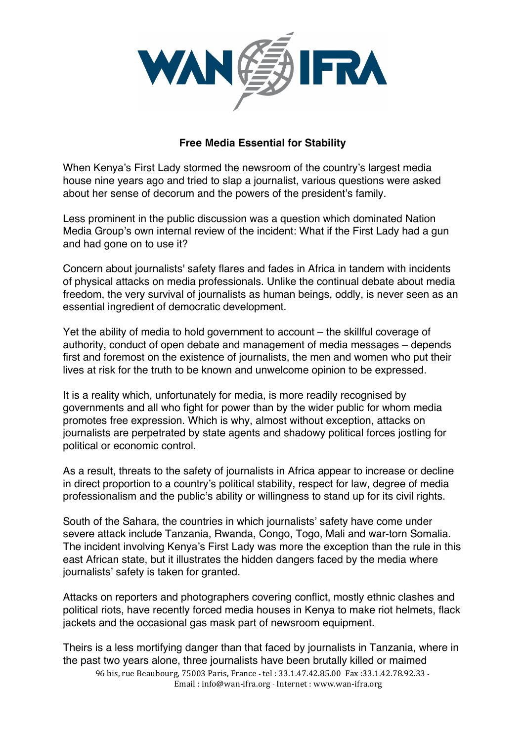WAN IFRA

**Free Media Essential for Stability**

When Kenya's First Lady stormed the newsroom of the country's largest media house nine years ago and tried to slap a journalist, various questions were asked about her sense of decorum and the powers of the president's family.

Less prominent in the public discussion was a question which dominated Nation Media Group's own internal review of the incident: What if the First Lady had a gun and had gone on to use it?

Concern about journalists' safety flares and fades in Africa in tandem with incidents of physical attacks on media professionals. Unlike the continual debate about media freedom, the very survival of journalists as human beings, oddly, is never seen as an essential ingredient of democratic development.

Yet the ability of media to hold government to account – the skillful coverage of authority, conduct of open debate and management of media messages – depends first and foremost on the existence of journalists, the men and women who put their lives at risk for the truth to be known and unwelcome opinion to be expressed.

It is a reality which, unfortunately for media, is more readily recognised by governments and all who fight for power than by the wider public for whom media promotes free expression. Which is why, almost without exception, attacks on journalists are perpetrated by state agents and shadowy political forces jostling for political or economic control.

As a result, threats to the safety of journalists in Africa appear to increase or decline in direct proportion to a country's political stability, respect for law, degree of media professionalism and the public's ability or willingness to stand up for its civil rights.

South of the Sahara, the countries in which journalists' safety have come under severe attack include Tanzania, Rwanda, Congo, Togo, Mali and war-torn Somalia. The incident involving Kenya's First Lady was more the exception than the rule in this east African state, but it illustrates the hidden dangers faced by the media where journalists' safety is taken for granted.

Attacks on reporters and photographers covering conflict, mostly ethnic clashes and political riots, have recently forced media houses in Kenya to make riot helmets, flack jackets and the occasional gas mask part of newsroom equipment.

Theirs is a less mortifying danger than that faced by journalists in Tanzania, where in the past two years alone, three journalists have been brutally killed or maimed

96 bis, rue Beaubourg, 75003 Paris, France - tel : 33.1.47.42.85.00 Fax :33.1.42.78.92.33 - Email : info@wan-ifra.org - Internet : www.wan-ifra.org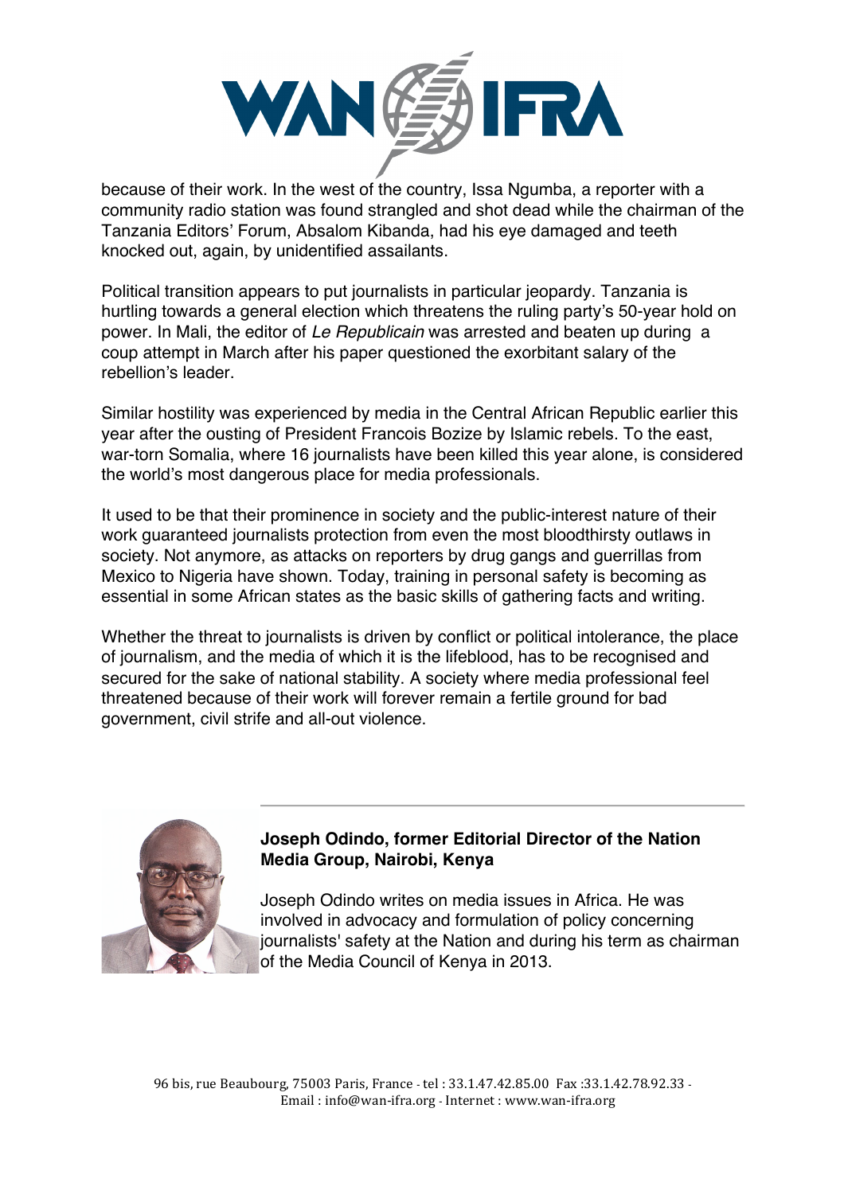because of their work. In the west of the country, Issa Ngumba, a reporter with a community radio station was found strangled and shot dead while the chairman of the Tanzania Editors' Forum, Absalom Kibanda, had his eye damaged and teeth knocked out, again, by unidentified assailants.

Political transition appears to put journalists in particular jeopardy. Tanzania is hurtling towards a general election which threatens the ruling party's 50-year hold on power. In Mali, the editor of *Le Republicain* was arrested and beaten up during a coup attempt in March after his paper questioned the exorbitant salary of the rebellion's leader.

Similar hostility was experienced by media in the Central African Republic earlier this year after the ousting of President Francois Bozize by Islamic rebels. To the east, war-torn Somalia, where 16 journalists have been killed this year alone, is considered the world's most dangerous place for media professionals.

It used to be that their prominence in society and the public-interest nature of their work guaranteed journalists protection from even the most bloodthirsty outlaws in society. Not anymore, as attacks on reporters by drug gangs and guerrillas from Mexico to Nigeria have shown. Today, training in personal safety is becoming as essential in some African states as the basic skills of gathering facts and writing.

Whether the threat to journalists is driven by conflict or political intolerance, the place of journalism, and the media of which it is the lifeblood, has to be recognised and secured for the sake of national stability. A society where media professional feel threatened because of their work will forever remain a fertile ground for bad government, civil strife and all-out violence.

---

**Joseph Odindo, former Editorial Director of the Nation Media Group, Nairobi, Kenya**

Joseph Odindo writes on media issues in Africa. He was involved in advocacy and formulation of policy concerning journalists' safety at the Nation and during his term as chairman of the Media Council of Kenya in 2013.